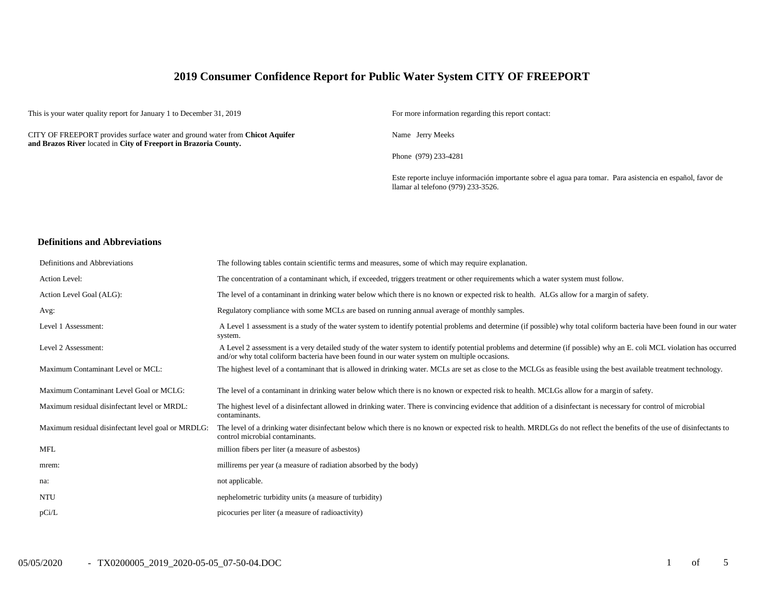# 2019 Consumer Confidence Report for Public Water System CITY OF FREEPORT

This is your water quality report for January 1 to December 31, 2019

CITY OF FREEPORT provides surface water and ground water from **Chicot Aquifer and Brazos River** located in **City of Freeport in Brazoria County.**

For more information regarding this report contact:

Name Jerry Meeks

Phone (979) 233-4281

Este reporte incluye información importante sobre el agua para tomar. Para asistencia en español, favor de llamar al telefono (979) 233-3526.

## Definitions and Abbreviations

| | |
|---|---|
| Definitions and Abbreviations | The following tables contain scientific terms and measures, some of which may require explanation. |
| Action Level: | The concentration of a contaminant which, if exceeded, triggers treatment or other requirements which a water system must follow. |
| Action Level Goal (ALG): | The level of a contaminant in drinking water below which there is no known or expected risk to health. ALGs allow for a margin of safety. |
| Avg: | Regulatory compliance with some MCLs are based on running annual average of monthly samples. |
| Level 1 Assessment: | A Level 1 assessment is a study of the water system to identify potential problems and determine (if possible) why total coliform bacteria have been found in our water system. |
| Level 2 Assessment: | A Level 2 assessment is a very detailed study of the water system to identify potential problems and determine (if possible) why an E. coli MCL violation has occurred and/or why total coliform bacteria have been found in our water system on multiple occasions. |
| Maximum Contaminant Level or MCL: | The highest level of a contaminant that is allowed in drinking water. MCLs are set as close to the MCLGs as feasible using the best available treatment technology. |
| Maximum Contaminant Level Goal or MCLG: | The level of a contaminant in drinking water below which there is no known or expected risk to health. MCLGs allow for a margin of safety. |
| Maximum residual disinfectant level or MRDL: | The highest level of a disinfectant allowed in drinking water. There is convincing evidence that addition of a disinfectant is necessary for control of microbial contaminants. |
| Maximum residual disinfectant level goal or MRDLG: | The level of a drinking water disinfectant below which there is no known or expected risk to health. MRDLGs do not reflect the benefits of the use of disinfectants to control microbial contaminants. |
| MFL | million fibers per liter (a measure of asbestos) |
| mrem: | millirems per year (a measure of radiation absorbed by the body) |
| na: | not applicable. |
| NTU | nephelometric turbidity units (a measure of turbidity) |
| pCi/L | picocuries per liter (a measure of radioactivity) |

05/05/2020 - TX0200005_2019_2020-05-05_07-50-04.DOC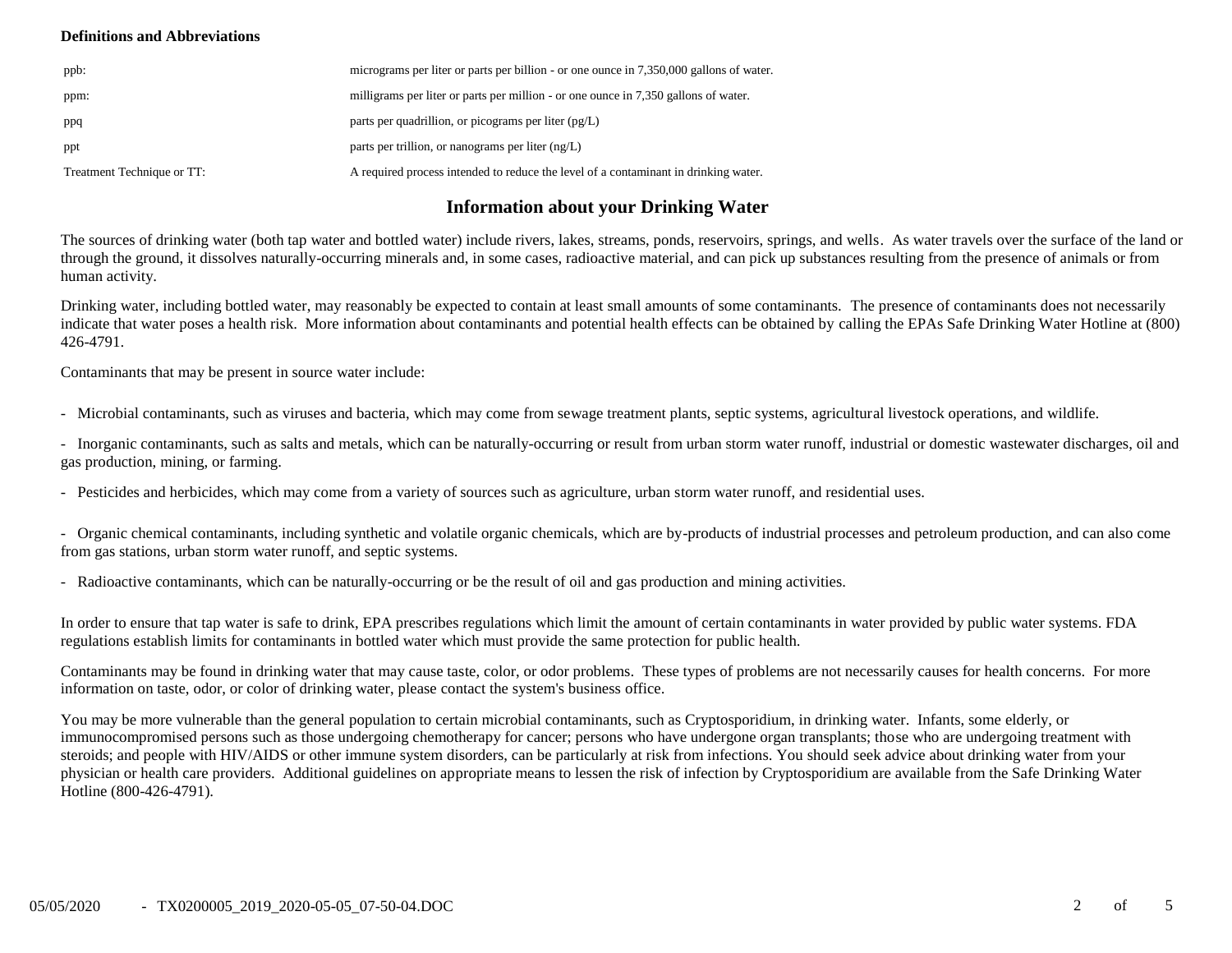**Definitions and Abbreviations**

| | |
|---|---|
| ppb: | micrograms per liter or parts per billion - or one ounce in 7,350,000 gallons of water. |
| ppm: | milligrams per liter or parts per million - or one ounce in 7,350 gallons of water. |
| ppq | parts per quadrillion, or picograms per liter (pg/L) |
| ppt | parts per trillion, or nanograms per liter (ng/L) |
| Treatment Technique or TT: | A required process intended to reduce the level of a contaminant in drinking water. |

## Information about your Drinking Water

The sources of drinking water (both tap water and bottled water) include rivers, lakes, streams, ponds, reservoirs, springs, and wells. As water travels over the surface of the land or through the ground, it dissolves naturally-occurring minerals and, in some cases, radioactive material, and can pick up substances resulting from the presence of animals or from human activity.

Drinking water, including bottled water, may reasonably be expected to contain at least small amounts of some contaminants. The presence of contaminants does not necessarily indicate that water poses a health risk. More information about contaminants and potential health effects can be obtained by calling the EPAs Safe Drinking Water Hotline at (800) 426-4791.

Contaminants that may be present in source water include:

- Microbial contaminants, such as viruses and bacteria, which may come from sewage treatment plants, septic systems, agricultural livestock operations, and wildlife.

- Inorganic contaminants, such as salts and metals, which can be naturally-occurring or result from urban storm water runoff, industrial or domestic wastewater discharges, oil and gas production, mining, or farming.

- Pesticides and herbicides, which may come from a variety of sources such as agriculture, urban storm water runoff, and residential uses.

- Organic chemical contaminants, including synthetic and volatile organic chemicals, which are by-products of industrial processes and petroleum production, and can also come from gas stations, urban storm water runoff, and septic systems.

- Radioactive contaminants, which can be naturally-occurring or be the result of oil and gas production and mining activities.

In order to ensure that tap water is safe to drink, EPA prescribes regulations which limit the amount of certain contaminants in water provided by public water systems. FDA regulations establish limits for contaminants in bottled water which must provide the same protection for public health.

Contaminants may be found in drinking water that may cause taste, color, or odor problems. These types of problems are not necessarily causes for health concerns. For more information on taste, odor, or color of drinking water, please contact the system's business office.

You may be more vulnerable than the general population to certain microbial contaminants, such as Cryptosporidium, in drinking water. Infants, some elderly, or immunocompromised persons such as those undergoing chemotherapy for cancer; persons who have undergone organ transplants; those who are undergoing treatment with steroids; and people with HIV/AIDS or other immune system disorders, can be particularly at risk from infections. You should seek advice about drinking water from your physician or health care providers. Additional guidelines on appropriate means to lessen the risk of infection by Cryptosporidium are available from the Safe Drinking Water Hotline (800-426-4791).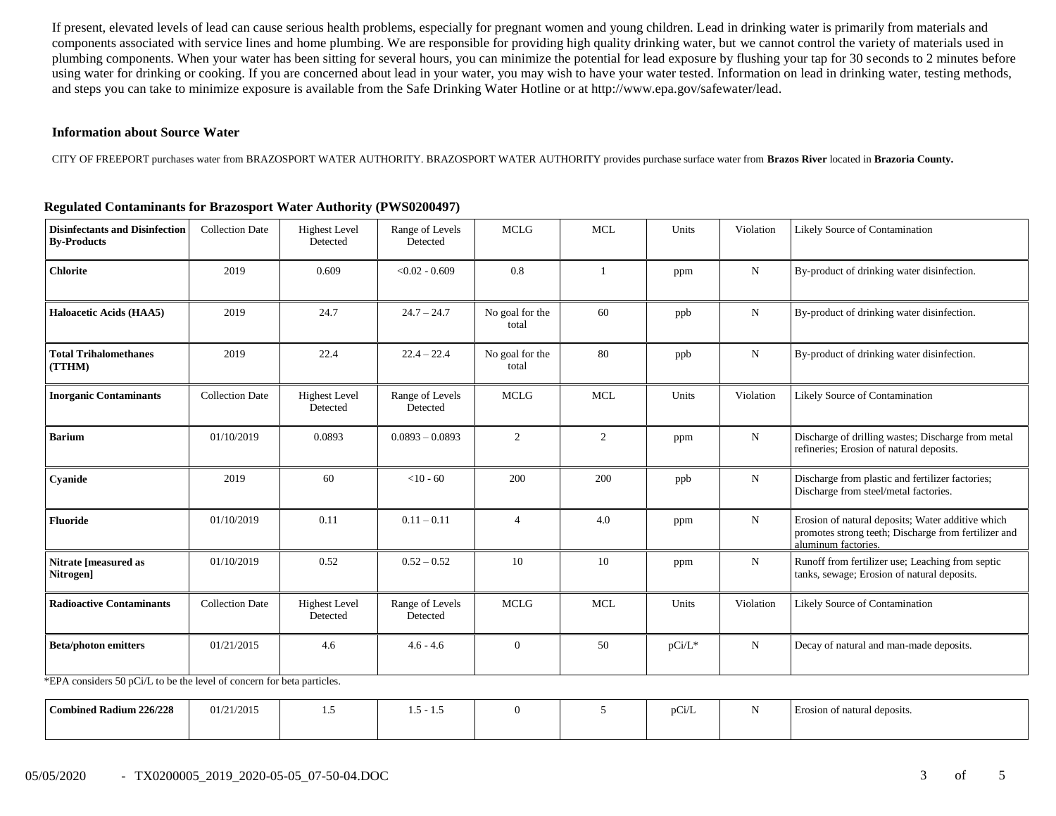If present, elevated levels of lead can cause serious health problems, especially for pregnant women and young children. Lead in drinking water is primarily from materials and components associated with service lines and home plumbing. We are responsible for providing high quality drinking water, but we cannot control the variety of materials used in plumbing components. When your water has been sitting for several hours, you can minimize the potential for lead exposure by flushing your tap for 30 seconds to 2 minutes before using water for drinking or cooking. If you are concerned about lead in your water, you may wish to have your water tested. Information on lead in drinking water, testing methods, and steps you can take to minimize exposure is available from the Safe Drinking Water Hotline or at http://www.epa.gov/safewater/lead.

### Information about Source Water

CITY OF FREEPORT purchases water from BRAZOSPORT WATER AUTHORITY. BRAZOSPORT WATER AUTHORITY provides purchase surface water from **Brazos River** located in **Brazoria County.**

### Regulated Contaminants for Brazosport Water Authority (PWS0200497)

| Disinfectants and Disinfection By-Products | Collection Date | Highest Level Detected | Range of Levels Detected | MCLG | MCL | Units | Violation | Likely Source of Contamination |
|---|---|---|---|---|---|---|---|---|
| **Chlorite** | 2019 | 0.609 | <0.02 - 0.609 | 0.8 | 1 | ppm | N | By-product of drinking water disinfection. |
| **Haloacetic Acids (HAA5)** | 2019 | 24.7 | 24.7 – 24.7 | No goal for the total | 60 | ppb | N | By-product of drinking water disinfection. |
| **Total Trihalomethanes (TTHM)** | 2019 | 22.4 | 22.4 – 22.4 | No goal for the total | 80 | ppb | N | By-product of drinking water disinfection. |
| **Inorganic Contaminants** | Collection Date | Highest Level Detected | Range of Levels Detected | MCLG | MCL | Units | Violation | Likely Source of Contamination |
| **Barium** | 01/10/2019 | 0.0893 | 0.0893 – 0.0893 | 2 | 2 | ppm | N | Discharge of drilling wastes; Discharge from metal refineries; Erosion of natural deposits. |
| **Cyanide** | 2019 | 60 | <10 - 60 | 200 | 200 | ppb | N | Discharge from plastic and fertilizer factories; Discharge from steel/metal factories. |
| **Fluoride** | 01/10/2019 | 0.11 | 0.11 – 0.11 | 4 | 4.0 | ppm | N | Erosion of natural deposits; Water additive which promotes strong teeth; Discharge from fertilizer and aluminum factories. |
| **Nitrate [measured as Nitrogen]** | 01/10/2019 | 0.52 | 0.52 – 0.52 | 10 | 10 | ppm | N | Runoff from fertilizer use; Leaching from septic tanks, sewage; Erosion of natural deposits. |
| **Radioactive Contaminants** | Collection Date | Highest Level Detected | Range of Levels Detected | MCLG | MCL | Units | Violation | Likely Source of Contamination |
| **Beta/photon emitters** | 01/21/2015 | 4.6 | 4.6 - 4.6 | 0 | 50 | pCi/L* | N | Decay of natural and man-made deposits. |
| **Combined Radium 226/228** | 01/21/2015 | 1.5 | 1.5 - 1.5 | 0 | 5 | pCi/L | N | Erosion of natural deposits. |

*EPA considers 50 pCi/L to be the level of concern for beta particles.

05/05/2020 - TX0200005_2019_2020-05-05_07-50-04.DOC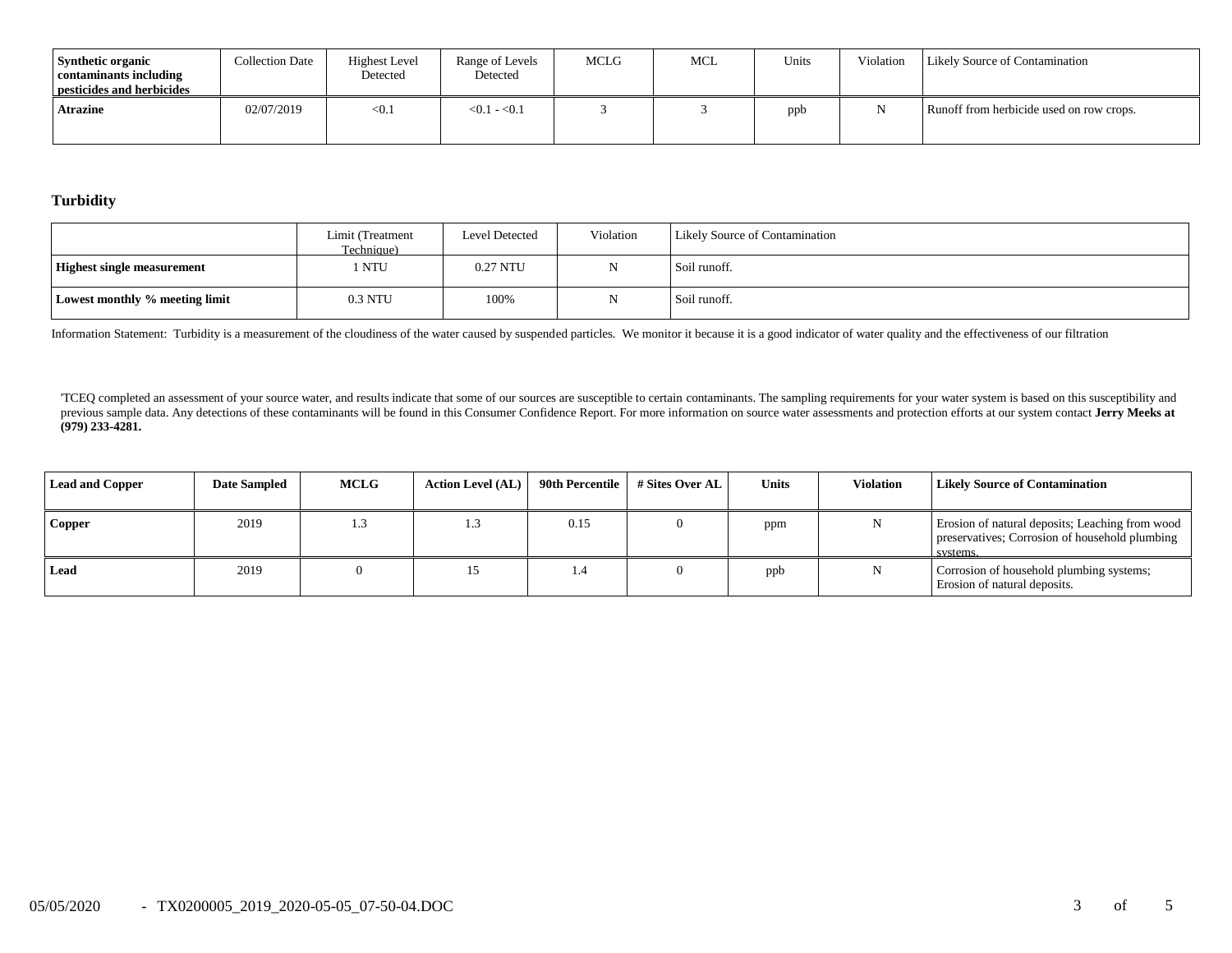| Synthetic organic contaminants including pesticides and herbicides | Collection Date | Highest Level Detected | Range of Levels Detected | MCLG | MCL | Units | Violation | Likely Source of Contamination |
|---|---|---|---|---|---|---|---|---|
| **Atrazine** | 02/07/2019 | <0.1 | <0.1 - <0.1 | 3 | 3 | ppb | N | Runoff from herbicide used on row crops. |

### Turbidity

| | Limit (Treatment Technique) | Level Detected | Violation | Likely Source of Contamination |
|---|---|---|---|---|
| **Highest single measurement** | 1 NTU | 0.27 NTU | N | Soil runoff. |
| **Lowest monthly % meeting limit** | 0.3 NTU | 100% | N | Soil runoff. |

Information Statement: Turbidity is a measurement of the cloudiness of the water caused by suspended particles. We monitor it because it is a good indicator of water quality and the effectiveness of our filtration

'TCEQ completed an assessment of your source water, and results indicate that some of our sources are susceptible to certain contaminants. The sampling requirements for your water system is based on this susceptibility and previous sample data. Any detections of these contaminants will be found in this Consumer Confidence Report. For more information on source water assessments and protection efforts at our system contact **Jerry Meeks at (979) 233-4281.**

| Lead and Copper | Date Sampled | MCLG | Action Level (AL) | 90th Percentile | # Sites Over AL | Units | Violation | Likely Source of Contamination |
|---|---|---|---|---|---|---|---|---|
| **Copper** | 2019 | 1.3 | 1.3 | 0.15 | 0 | ppm | N | Erosion of natural deposits; Leaching from wood preservatives; Corrosion of household plumbing systems. |
| **Lead** | 2019 | 0 | 15 | 1.4 | 0 | ppb | N | Corrosion of household plumbing systems; Erosion of natural deposits. |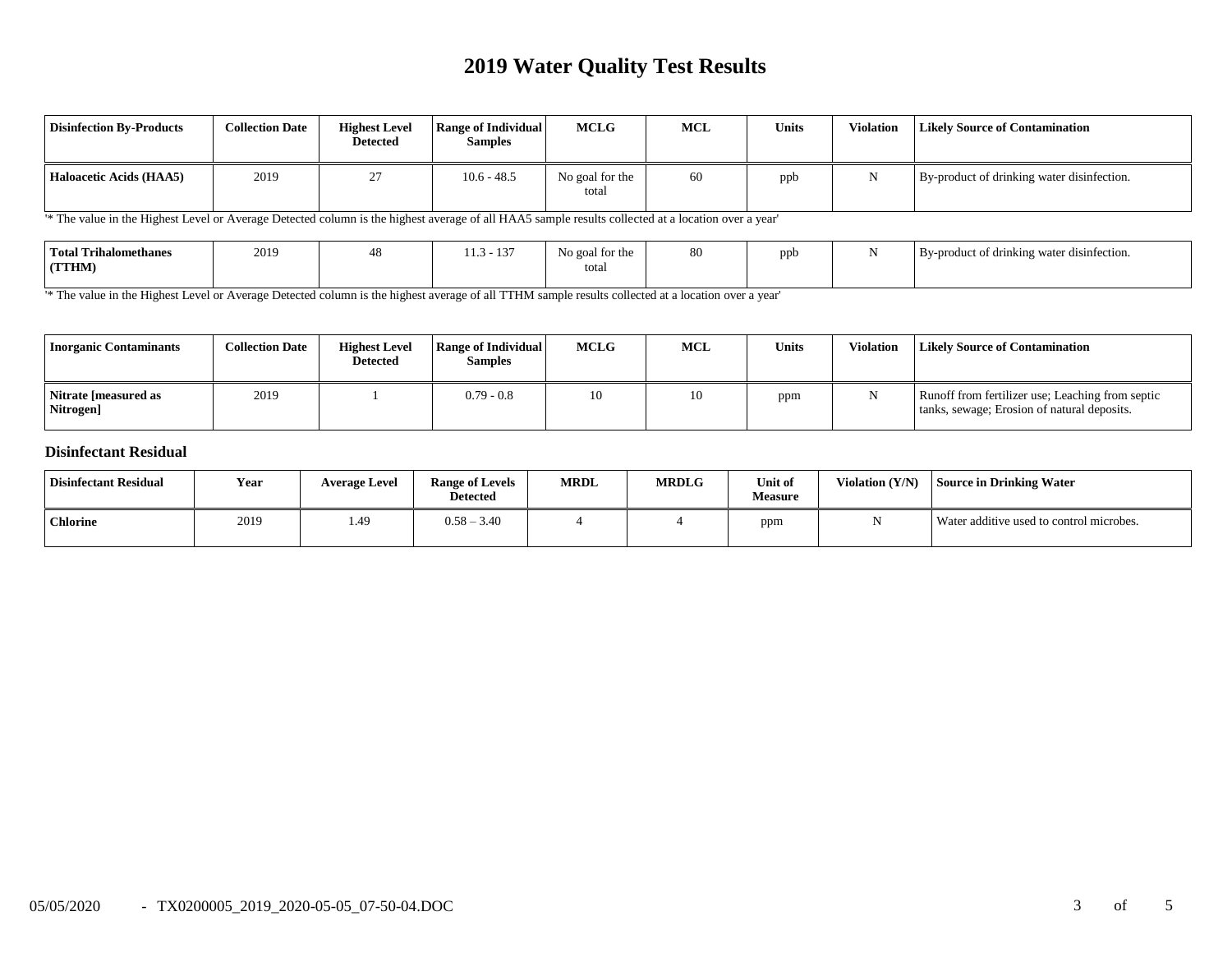# 2019 Water Quality Test Results

| Disinfection By-Products | Collection Date | Highest Level Detected | Range of Individual Samples | MCLG | MCL | Units | Violation | Likely Source of Contamination |
|---|---|---|---|---|---|---|---|---|
| Haloacetic Acids (HAA5) | 2019 | 27 | 10.6 - 48.5 | No goal for the total | 60 | ppb | N | By-product of drinking water disinfection. |

'* The value in the Highest Level or Average Detected column is the highest average of all HAA5 sample results collected at a location over a year'

| Disinfection By-Products | Collection Date | Highest Level Detected | Range of Individual Samples | MCLG | MCL | Units | Violation | Likely Source of Contamination |
|---|---|---|---|---|---|---|---|---|
| Total Trihalomethanes (TTHM) | 2019 | 48 | 11.3 - 137 | No goal for the total | 80 | ppb | N | By-product of drinking water disinfection. |

'* The value in the Highest Level or Average Detected column is the highest average of all TTHM sample results collected at a location over a year'

| Inorganic Contaminants | Collection Date | Highest Level Detected | Range of Individual Samples | MCLG | MCL | Units | Violation | Likely Source of Contamination |
|---|---|---|---|---|---|---|---|---|
| Nitrate [measured as Nitrogen] | 2019 | 1 | 0.79 - 0.8 | 10 | 10 | ppm | N | Runoff from fertilizer use; Leaching from septic tanks, sewage; Erosion of natural deposits. |

### Disinfectant Residual

| Disinfectant Residual | Year | Average Level | Range of Levels Detected | MRDL | MRDLG | Unit of Measure | Violation (Y/N) | Source in Drinking Water |
|---|---|---|---|---|---|---|---|---|
| Chlorine | 2019 | 1.49 | 0.58 – 3.40 | 4 | 4 | ppm | N | Water additive used to control microbes. |

05/05/2020 - TX0200005_2019_2020-05-05_07-50-04.DOC